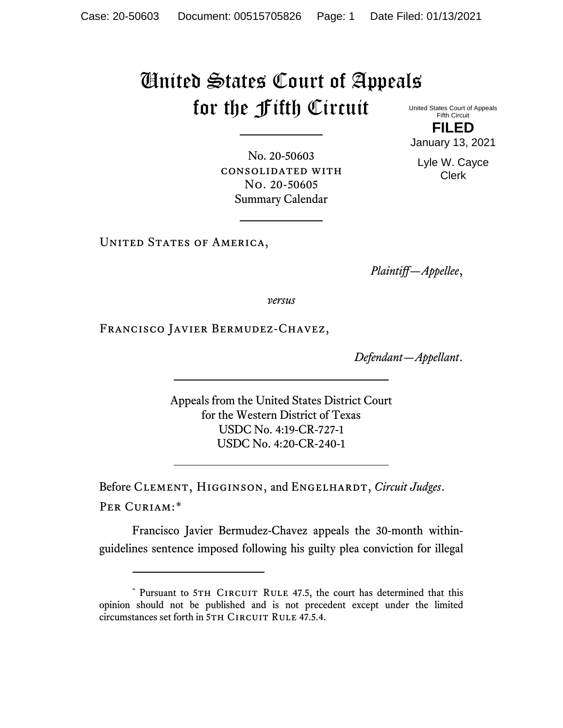Case: 20-50603 Document: 00515705826 Page: 1 Date Filed: 01/13/2021

# United States Court of Appeals for the Fifth Circuit

United States Court of Appeals
Fifth Circuit

**FILED**

January 13, 2021

Lyle W. Cayce
Clerk

No. 20-50603
CONSOLIDATED WITH
No. 20-50605
Summary Calendar

United States of America,

*Plaintiff—Appellee*,

*versus*

Francisco Javier Bermudez-Chavez,

*Defendant—Appellant*.

Appeals from the United States District Court
for the Western District of Texas
USDC No. 4:19-CR-727-1
USDC No. 4:20-CR-240-1

Before Clement, Higginson, and Engelhardt, *Circuit Judges*.

Per Curiam:*

Francisco Javier Bermudez-Chavez appeals the 30-month within-guidelines sentence imposed following his guilty plea conviction for illegal

---

\* Pursuant to 5th Circuit Rule 47.5, the court has determined that this opinion should not be published and is not precedent except under the limited circumstances set forth in 5th Circuit Rule 47.5.4.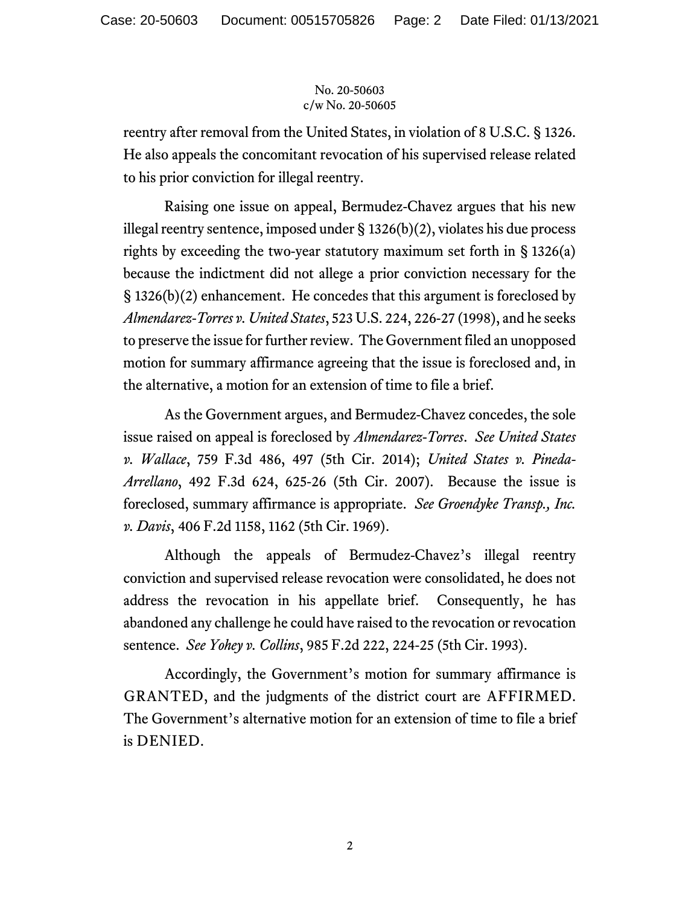reentry after removal from the United States, in violation of 8 U.S.C. § 1326. He also appeals the concomitant revocation of his supervised release related to his prior conviction for illegal reentry.

Raising one issue on appeal, Bermudez-Chavez argues that his new illegal reentry sentence, imposed under § 1326(b)(2), violates his due process rights by exceeding the two-year statutory maximum set forth in § 1326(a) because the indictment did not allege a prior conviction necessary for the § 1326(b)(2) enhancement. He concedes that this argument is foreclosed by *Almendarez-Torres v. United States*, 523 U.S. 224, 226-27 (1998), and he seeks to preserve the issue for further review. The Government filed an unopposed motion for summary affirmance agreeing that the issue is foreclosed and, in the alternative, a motion for an extension of time to file a brief.

As the Government argues, and Bermudez-Chavez concedes, the sole issue raised on appeal is foreclosed by *Almendarez-Torres*. *See United States v. Wallace*, 759 F.3d 486, 497 (5th Cir. 2014); *United States v. Pineda-Arrellano*, 492 F.3d 624, 625-26 (5th Cir. 2007). Because the issue is foreclosed, summary affirmance is appropriate. *See Groendyke Transp., Inc. v. Davis*, 406 F.2d 1158, 1162 (5th Cir. 1969).

Although the appeals of Bermudez-Chavez's illegal reentry conviction and supervised release revocation were consolidated, he does not address the revocation in his appellate brief. Consequently, he has abandoned any challenge he could have raised to the revocation or revocation sentence. *See Yohey v. Collins*, 985 F.2d 222, 224-25 (5th Cir. 1993).

Accordingly, the Government's motion for summary affirmance is GRANTED, and the judgments of the district court are AFFIRMED. The Government's alternative motion for an extension of time to file a brief is DENIED.